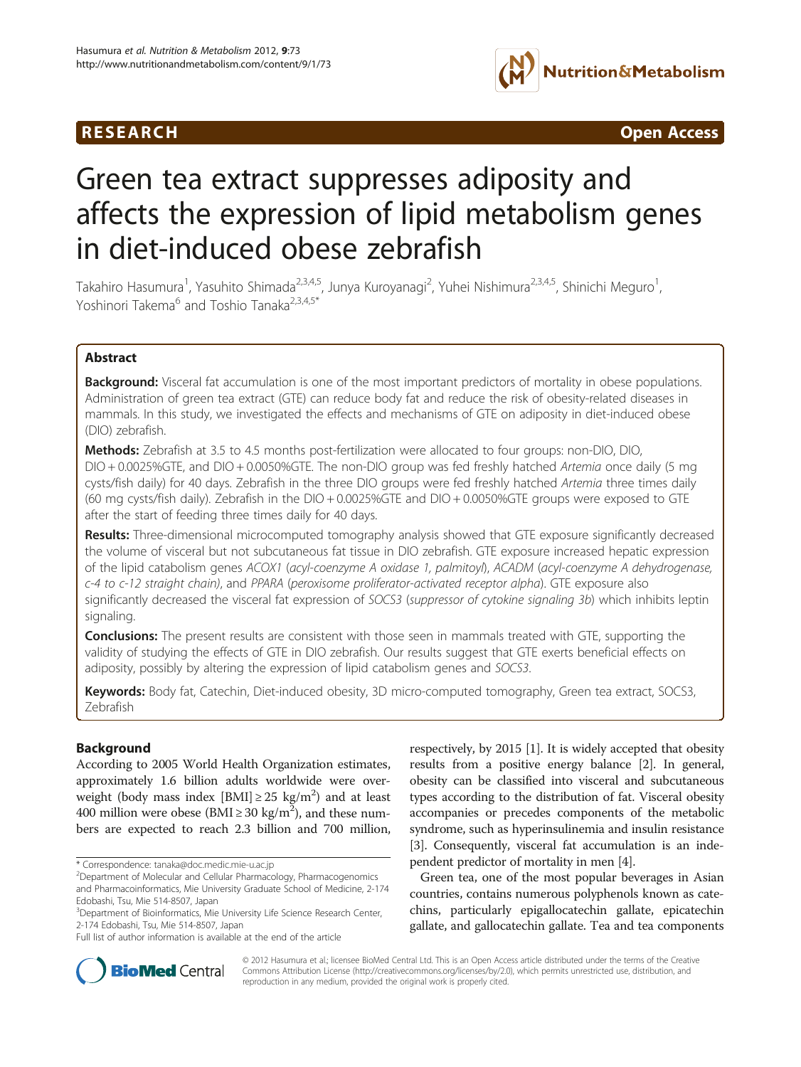RESEARCH Open Access

# Green tea extract suppresses adiposity and affects the expression of lipid metabolism genes in diet-induced obese zebrafish

Takahiro Hasumura[1], Yasuhito Shimada[2,3,4,5], Junya Kuroyanagi[2], Yuhei Nishimura[2,3,4,5], Shinichi Meguro[1], Yoshinori Takema[6] and Toshio Tanaka[2,3,4,5*]

## Abstract

**Background:** Visceral fat accumulation is one of the most important predictors of mortality in obese populations. Administration of green tea extract (GTE) can reduce body fat and reduce the risk of obesity-related diseases in mammals. In this study, we investigated the effects and mechanisms of GTE on adiposity in diet-induced obese (DIO) zebrafish.

**Methods:** Zebrafish at 3.5 to 4.5 months post-fertilization were allocated to four groups: non-DIO, DIO, DIO + 0.0025%GTE, and DIO + 0.0050%GTE. The non-DIO group was fed freshly hatched *Artemia* once daily (5 mg cysts/fish daily) for 40 days. Zebrafish in the three DIO groups were fed freshly hatched *Artemia* three times daily (60 mg cysts/fish daily). Zebrafish in the DIO + 0.0025%GTE and DIO + 0.0050%GTE groups were exposed to GTE after the start of feeding three times daily for 40 days.

**Results:** Three-dimensional microcomputed tomography analysis showed that GTE exposure significantly decreased the volume of visceral but not subcutaneous fat tissue in DIO zebrafish. GTE exposure increased hepatic expression of the lipid catabolism genes *ACOX1* (*acyl-coenzyme A oxidase 1, palmitoyl*), *ACADM* (*acyl-coenzyme A dehydrogenase, c-4 to c-12 straight chain*), and *PPARA* (*peroxisome proliferator-activated receptor alpha*). GTE exposure also significantly decreased the visceral fat expression of *SOCS3* (*suppressor of cytokine signaling 3b*) which inhibits leptin signaling.

**Conclusions:** The present results are consistent with those seen in mammals treated with GTE, supporting the validity of studying the effects of GTE in DIO zebrafish. Our results suggest that GTE exerts beneficial effects on adiposity, possibly by altering the expression of lipid catabolism genes and *SOCS3*.

**Keywords:** Body fat, Catechin, Diet-induced obesity, 3D micro-computed tomography, Green tea extract, SOCS3, Zebrafish

## Background

According to 2005 World Health Organization estimates, approximately 1.6 billion adults worldwide were overweight (body mass index [BMI] ≥ 25 kg/m$^2$) and at least 400 million were obese (BMI ≥ 30 kg/m$^2$), and these numbers are expected to reach 2.3 billion and 700 million, respectively, by 2015 [1]. It is widely accepted that obesity results from a positive energy balance [2]. In general, obesity can be classified into visceral and subcutaneous types according to the distribution of fat. Visceral obesity accompanies or precedes components of the metabolic syndrome, such as hyperinsulinemia and insulin resistance [3]. Consequently, visceral fat accumulation is an independent predictor of mortality in men [4].

Green tea, one of the most popular beverages in Asian countries, contains numerous polyphenols known as catechins, particularly epigallocatechin gallate, epicatechin gallate, and gallocatechin gallate. Tea and tea components

\* Correspondence: tanaka@doc.medic.mie-u.ac.jp
[2]Department of Molecular and Cellular Pharmacology, Pharmacogenomics and Pharmacoinformatics, Mie University Graduate School of Medicine, 2-174 Edobashi, Tsu, Mie 514-8507, Japan
[3]Department of Bioinformatics, Mie University Life Science Research Center, 2-174 Edobashi, Tsu, Mie 514-8507, Japan
Full list of author information is available at the end of the article

© 2012 Hasumura et al.; licensee BioMed Central Ltd. This is an Open Access article distributed under the terms of the Creative Commons Attribution License (http://creativecommons.org/licenses/by/2.0), which permits unrestricted use, distribution, and reproduction in any medium, provided the original work is properly cited.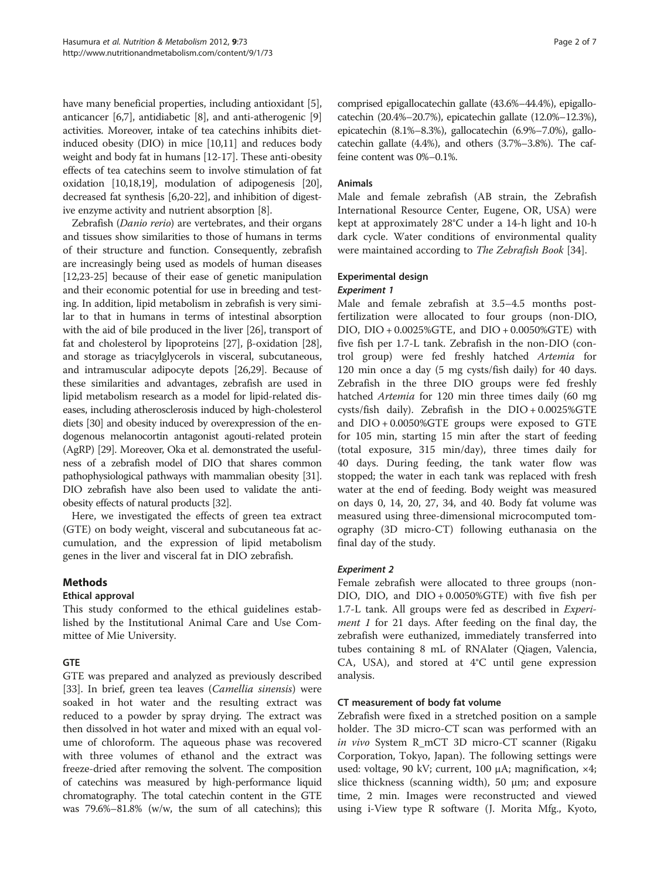have many beneficial properties, including antioxidant [5], anticancer [6,7], antidiabetic [8], and anti-atherogenic [9] activities. Moreover, intake of tea catechins inhibits diet-induced obesity (DIO) in mice [10,11] and reduces body weight and body fat in humans [12-17]. These anti-obesity effects of tea catechins seem to involve stimulation of fat oxidation [10,18,19], modulation of adipogenesis [20], decreased fat synthesis [6,20-22], and inhibition of digestive enzyme activity and nutrient absorption [8].

Zebrafish (*Danio rerio*) are vertebrates, and their organs and tissues show similarities to those of humans in terms of their structure and function. Consequently, zebrafish are increasingly being used as models of human diseases [12,23-25] because of their ease of genetic manipulation and their economic potential for use in breeding and testing. In addition, lipid metabolism in zebrafish is very similar to that in humans in terms of intestinal absorption with the aid of bile produced in the liver [26], transport of fat and cholesterol by lipoproteins [27], β-oxidation [28], and storage as triacylglycerols in visceral, subcutaneous, and intramuscular adipocyte depots [26,29]. Because of these similarities and advantages, zebrafish are used in lipid metabolism research as a model for lipid-related diseases, including atherosclerosis induced by high-cholesterol diets [30] and obesity induced by overexpression of the endogenous melanocortin antagonist agouti-related protein (AgRP) [29]. Moreover, Oka et al. demonstrated the usefulness of a zebrafish model of DIO that shares common pathophysiological pathways with mammalian obesity [31]. DIO zebrafish have also been used to validate the anti-obesity effects of natural products [32].

Here, we investigated the effects of green tea extract (GTE) on body weight, visceral and subcutaneous fat accumulation, and the expression of lipid metabolism genes in the liver and visceral fat in DIO zebrafish.

## Methods

### Ethical approval

This study conformed to the ethical guidelines established by the Institutional Animal Care and Use Committee of Mie University.

### GTE

GTE was prepared and analyzed as previously described [33]. In brief, green tea leaves (*Camellia sinensis*) were soaked in hot water and the resulting extract was reduced to a powder by spray drying. The extract was then dissolved in hot water and mixed with an equal volume of chloroform. The aqueous phase was recovered with three volumes of ethanol and the extract was freeze-dried after removing the solvent. The composition of catechins was measured by high-performance liquid chromatography. The total catechin content in the GTE was 79.6%–81.8% (w/w, the sum of all catechins); this comprised epigallocatechin gallate (43.6%–44.4%), epigallocatechin (20.4%–20.7%), epicatechin gallate (12.0%–12.3%), epicatechin (8.1%–8.3%), gallocatechin (6.9%–7.0%), gallocatechin gallate (4.4%), and others (3.7%–3.8%). The caffeine content was 0%–0.1%.

### Animals

Male and female zebrafish (AB strain, the Zebrafish International Resource Center, Eugene, OR, USA) were kept at approximately 28°C under a 14-h light and 10-h dark cycle. Water conditions of environmental quality were maintained according to *The Zebrafish Book* [34].

### Experimental design

#### *Experiment 1*

Male and female zebrafish at 3.5–4.5 months post-fertilization were allocated to four groups (non-DIO, DIO, DIO + 0.0025%GTE, and DIO + 0.0050%GTE) with five fish per 1.7-L tank. Zebrafish in the non-DIO (control group) were fed freshly hatched *Artemia* for 120 min once a day (5 mg cysts/fish daily) for 40 days. Zebrafish in the three DIO groups were fed freshly hatched *Artemia* for 120 min three times daily (60 mg cysts/fish daily). Zebrafish in the DIO + 0.0025%GTE and DIO + 0.0050%GTE groups were exposed to GTE for 105 min, starting 15 min after the start of feeding (total exposure, 315 min/day), three times daily for 40 days. During feeding, the tank water flow was stopped; the water in each tank was replaced with fresh water at the end of feeding. Body weight was measured on days 0, 14, 20, 27, 34, and 40. Body fat volume was measured using three-dimensional microcomputed tomography (3D micro-CT) following euthanasia on the final day of the study.

#### *Experiment 2*

Female zebrafish were allocated to three groups (non-DIO, DIO, and DIO + 0.0050%GTE) with five fish per 1.7-L tank. All groups were fed as described in *Experiment 1* for 21 days. After feeding on the final day, the zebrafish were euthanized, immediately transferred into tubes containing 8 mL of RNAlater (Qiagen, Valencia, CA, USA), and stored at 4°C until gene expression analysis.

### CT measurement of body fat volume

Zebrafish were fixed in a stretched position on a sample holder. The 3D micro-CT scan was performed with an *in vivo* System R_mCT 3D micro-CT scanner (Rigaku Corporation, Tokyo, Japan). The following settings were used: voltage, 90 kV; current, 100 μA; magnification, ×4; slice thickness (scanning width), 50 μm; and exposure time, 2 min. Images were reconstructed and viewed using i-View type R software (J. Morita Mfg., Kyoto,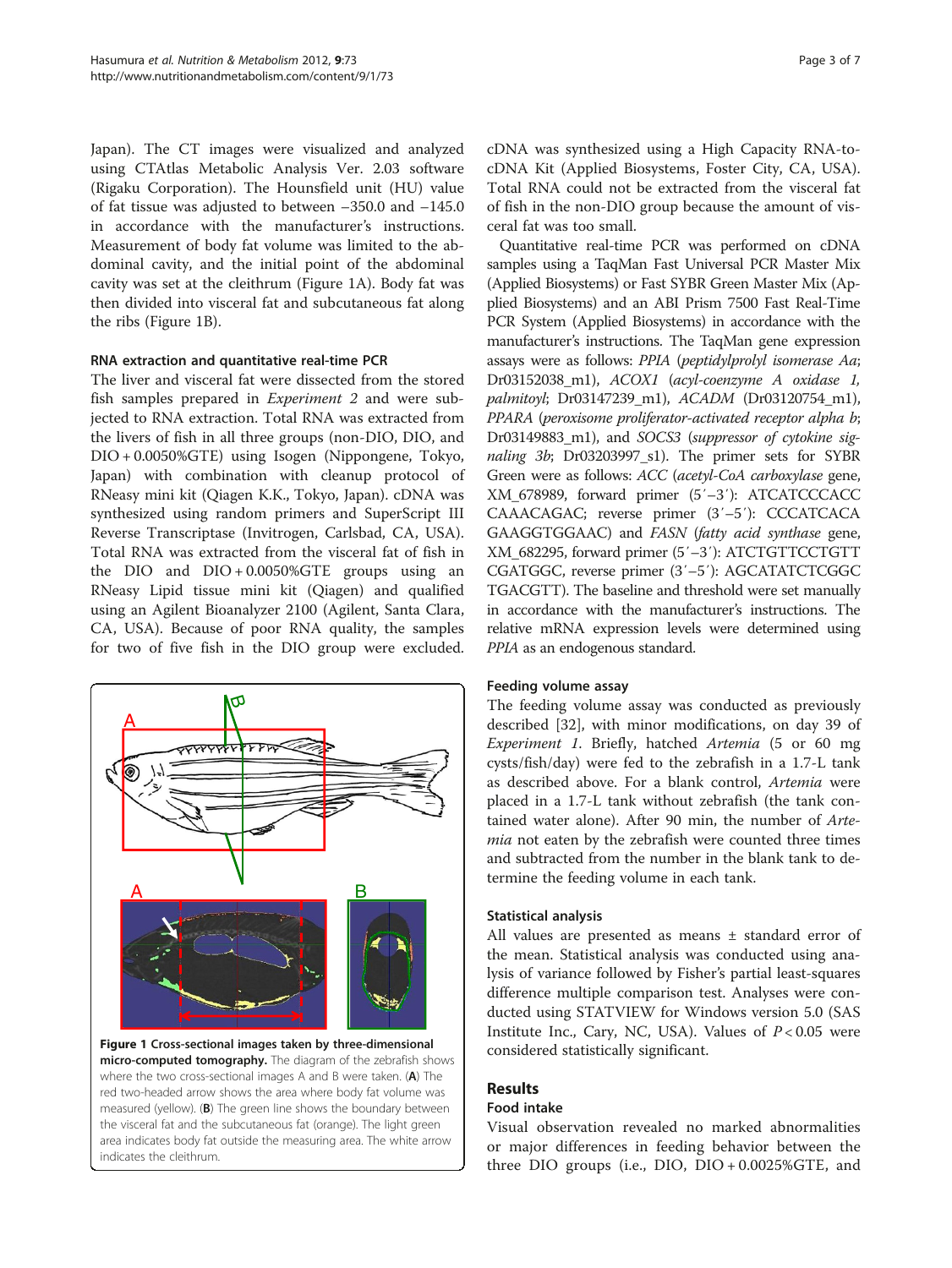Japan). The CT images were visualized and analyzed using CTAtlas Metabolic Analysis Ver. 2.03 software (Rigaku Corporation). The Hounsfield unit (HU) value of fat tissue was adjusted to between −350.0 and −145.0 in accordance with the manufacturer's instructions. Measurement of body fat volume was limited to the abdominal cavity, and the initial point of the abdominal cavity was set at the cleithrum (Figure 1A). Body fat was then divided into visceral fat and subcutaneous fat along the ribs (Figure 1B).

### RNA extraction and quantitative real-time PCR

The liver and visceral fat were dissected from the stored fish samples prepared in *Experiment 2* and were subjected to RNA extraction. Total RNA was extracted from the livers of fish in all three groups (non-DIO, DIO, and DIO + 0.0050%GTE) using Isogen (Nippongene, Tokyo, Japan) with combination with cleanup protocol of RNeasy mini kit (Qiagen K.K., Tokyo, Japan). cDNA was synthesized using random primers and SuperScript III Reverse Transcriptase (Invitrogen, Carlsbad, CA, USA). Total RNA was extracted from the visceral fat of fish in the DIO and DIO + 0.0050%GTE groups using an RNeasy Lipid tissue mini kit (Qiagen) and qualified using an Agilent Bioanalyzer 2100 (Agilent, Santa Clara, CA, USA). Because of poor RNA quality, the samples for two of five fish in the DIO group were excluded.

**Figure 1 Cross-sectional images taken by three-dimensional micro-computed tomography.** The diagram of the zebrafish shows where the two cross-sectional images A and B were taken. (**A**) The red two-headed arrow shows the area where body fat volume was measured (yellow). (**B**) The green line shows the boundary between the visceral fat and the subcutaneous fat (orange). The light green area indicates body fat outside the measuring area. The white arrow indicates the cleithrum.

cDNA was synthesized using a High Capacity RNA-to-cDNA Kit (Applied Biosystems, Foster City, CA, USA). Total RNA could not be extracted from the visceral fat of fish in the non-DIO group because the amount of visceral fat was too small.

Quantitative real-time PCR was performed on cDNA samples using a TaqMan Fast Universal PCR Master Mix (Applied Biosystems) or Fast SYBR Green Master Mix (Applied Biosystems) and an ABI Prism 7500 Fast Real-Time PCR System (Applied Biosystems) in accordance with the manufacturer's instructions. The TaqMan gene expression assays were as follows: *PPIA* (*peptidylprolyl isomerase Aa*; Dr03152038_m1), *ACOX1* (*acyl-coenzyme A oxidase 1, palmitoyl*; Dr03147239_m1), *ACADM* (Dr03120754_m1), *PPARA* (*peroxisome proliferator-activated receptor alpha b*; Dr03149883_m1), and *SOCS3* (*suppressor of cytokine signaling 3b*; Dr03203997_s1). The primer sets for SYBR Green were as follows: *ACC* (*acetyl-CoA carboxylase* gene, XM_678989, forward primer (5′–3′): ATCATCCCACC CAAACAGAC; reverse primer (3′–5′): CCCATCACA GAAGGTGGAAC) and *FASN* (*fatty acid synthase* gene, XM_682295, forward primer (5′–3′): ATCTGTTCCTGTT CGATGGC, reverse primer (3′–5′): AGCATATCTCGGC TGACGTT). The baseline and threshold were set manually in accordance with the manufacturer's instructions. The relative mRNA expression levels were determined using *PPIA* as an endogenous standard.

### Feeding volume assay

The feeding volume assay was conducted as previously described [32], with minor modifications, on day 39 of *Experiment 1*. Briefly, hatched *Artemia* (5 or 60 mg cysts/fish/day) were fed to the zebrafish in a 1.7-L tank as described above. For a blank control, *Artemia* were placed in a 1.7-L tank without zebrafish (the tank contained water alone). After 90 min, the number of *Artemia* not eaten by the zebrafish were counted three times and subtracted from the number in the blank tank to determine the feeding volume in each tank.

### Statistical analysis

All values are presented as means ± standard error of the mean. Statistical analysis was conducted using analysis of variance followed by Fisher's partial least-squares difference multiple comparison test. Analyses were conducted using STATVIEW for Windows version 5.0 (SAS Institute Inc., Cary, NC, USA). Values of $P < 0.05$ were considered statistically significant.

## Results

### Food intake

Visual observation revealed no marked abnormalities or major differences in feeding behavior between the three DIO groups (i.e., DIO, DIO + 0.0025%GTE, and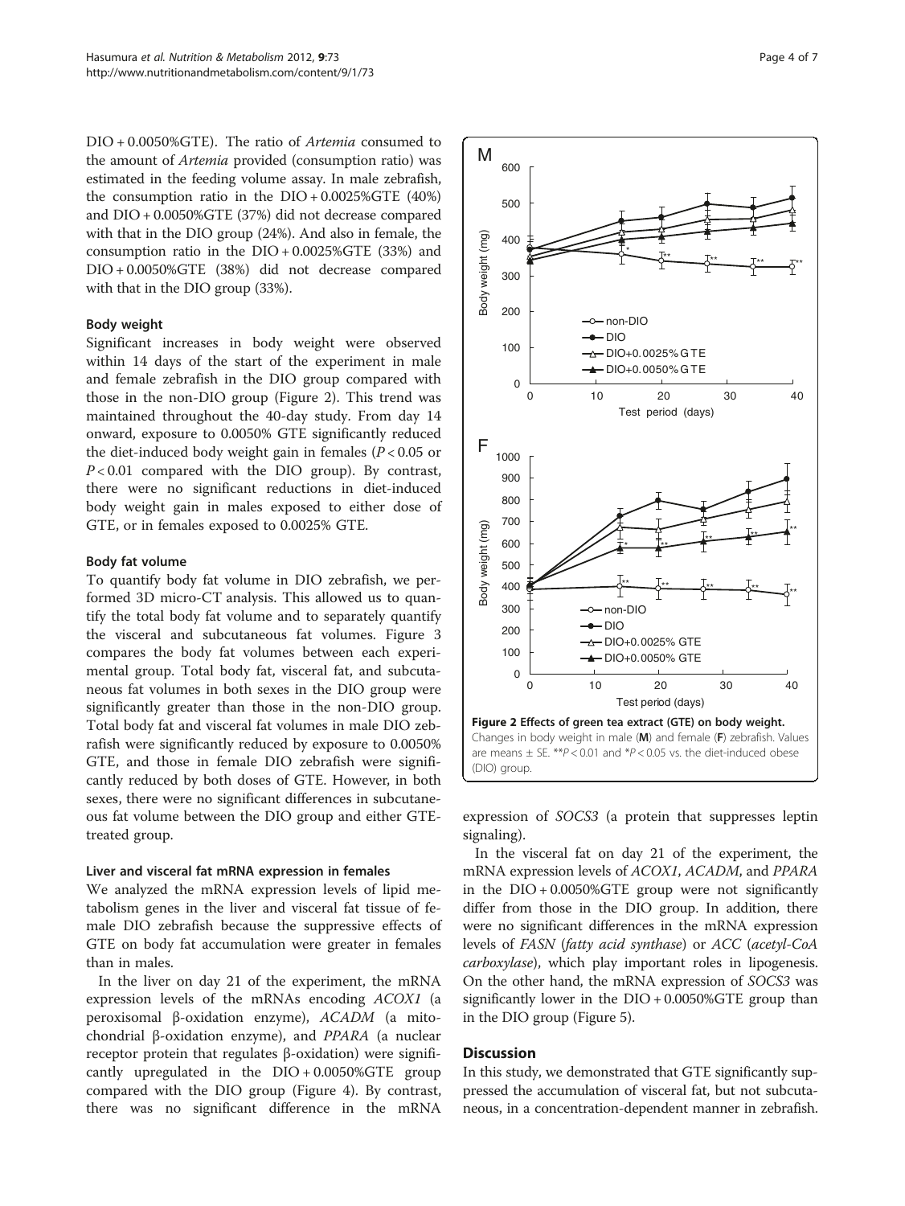DIO + 0.0050%GTE). The ratio of *Artemia* consumed to the amount of *Artemia* provided (consumption ratio) was estimated in the feeding volume assay. In male zebrafish, the consumption ratio in the DIO + 0.0025%GTE (40%) and DIO + 0.0050%GTE (37%) did not decrease compared with that in the DIO group (24%). And also in female, the consumption ratio in the DIO + 0.0025%GTE (33%) and DIO + 0.0050%GTE (38%) did not decrease compared with that in the DIO group (33%).

#### Body weight

Significant increases in body weight were observed within 14 days of the start of the experiment in male and female zebrafish in the DIO group compared with those in the non-DIO group (Figure 2). This trend was maintained throughout the 40-day study. From day 14 onward, exposure to 0.0050% GTE significantly reduced the diet-induced body weight gain in females ($P < 0.05$ or $P < 0.01$ compared with the DIO group). By contrast, there were no significant reductions in diet-induced body weight gain in males exposed to either dose of GTE, or in females exposed to 0.0025% GTE.

#### Body fat volume

To quantify body fat volume in DIO zebrafish, we performed 3D micro-CT analysis. This allowed us to quantify the total body fat volume and to separately quantify the visceral and subcutaneous fat volumes. Figure 3 compares the body fat volumes between each experimental group. Total body fat, visceral fat, and subcutaneous fat volumes in both sexes in the DIO group were significantly greater than those in the non-DIO group. Total body fat and visceral fat volumes in male DIO zebrafish were significantly reduced by exposure to 0.0050% GTE, and those in female DIO zebrafish were significantly reduced by both doses of GTE. However, in both sexes, there were no significant differences in subcutaneous fat volume between the DIO group and either GTE-treated group.

#### Liver and visceral fat mRNA expression in females

We analyzed the mRNA expression levels of lipid metabolism genes in the liver and visceral fat tissue of female DIO zebrafish because the suppressive effects of GTE on body fat accumulation were greater in females than in males.

In the liver on day 21 of the experiment, the mRNA expression levels of the mRNAs encoding *ACOX1* (a peroxisomal β-oxidation enzyme), *ACADM* (a mitochondrial β-oxidation enzyme), and *PPARA* (a nuclear receptor protein that regulates β-oxidation) were significantly upregulated in the DIO + 0.0050%GTE group compared with the DIO group (Figure 4). By contrast, there was no significant difference in the mRNA expression of *SOCS3* (a protein that suppresses leptin signaling).

**Figure 2 Effects of green tea extract (GTE) on body weight.** Changes in body weight in male (**M**) and female (**F**) zebrafish. Values are means ± SE. $^{**}P < 0.01$ and $^{*}P < 0.05$ vs. the diet-induced obese (DIO) group.

In the visceral fat on day 21 of the experiment, the mRNA expression levels of *ACOX1*, *ACADM*, and *PPARA* in the DIO + 0.0050%GTE group were not significantly differ from those in the DIO group. In addition, there were no significant differences in the mRNA expression levels of *FASN* (*fatty acid synthase*) or *ACC* (*acetyl-CoA carboxylase*), which play important roles in lipogenesis. On the other hand, the mRNA expression of *SOCS3* was significantly lower in the DIO + 0.0050%GTE group than in the DIO group (Figure 5).

## Discussion

In this study, we demonstrated that GTE significantly suppressed the accumulation of visceral fat, but not subcutaneous, in a concentration-dependent manner in zebrafish.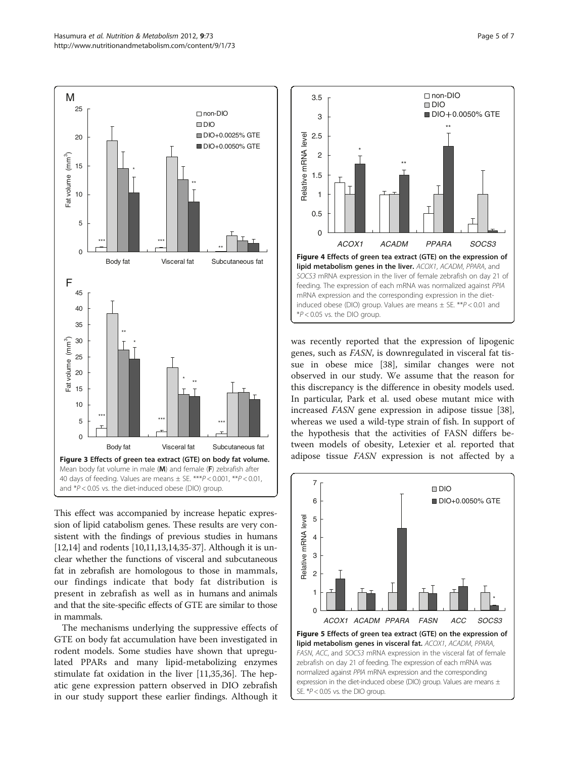**Figure 3 Effects of green tea extract (GTE) on body fat volume.** Mean body fat volume in male (**M**) and female (**F**) zebrafish after 40 days of feeding. Values are means ± SE. \*\*\*$P < 0.001$, \*\*$P < 0.01$, and \*$P < 0.05$ vs. the diet-induced obese (DIO) group.

This effect was accompanied by increase hepatic expression of lipid catabolism genes. These results are very consistent with the findings of previous studies in humans [12,14] and rodents [10,11,13,14,35-37]. Although it is unclear whether the functions of visceral and subcutaneous fat in zebrafish are homologous to those in mammals, our findings indicate that body fat distribution is present in zebrafish as well as in humans and animals and that the site-specific effects of GTE are similar to those in mammals.

The mechanisms underlying the suppressive effects of GTE on body fat accumulation have been investigated in rodent models. Some studies have shown that upregulated PPARs and many lipid-metabolizing enzymes stimulate fat oxidation in the liver [11,35,36]. The hepatic gene expression pattern observed in DIO zebrafish in our study support these earlier findings. Although it was recently reported that the expression of lipogenic genes, such as *FASN*, is downregulated in visceral fat tissue in obese mice [38], similar changes were not observed in our study. We assume that the reason for this discrepancy is the difference in obesity models used. In particular, Park et al. used obese mutant mice with increased *FASN* gene expression in adipose tissue [38], whereas we used a wild-type strain of fish. In support of the hypothesis that the activities of FASN differs between models of obesity, Letexier et al. reported that adipose tissue *FASN* expression is not affected by a

**Figure 4 Effects of green tea extract (GTE) on the expression of lipid metabolism genes in the liver.** *ACOX1*, *ACADM*, *PPARA*, and *SOCS3* mRNA expression in the liver of female zebrafish on day 21 of feeding. The expression of each mRNA was normalized against *PPIA* mRNA expression and the corresponding expression in the diet-induced obese (DIO) group. Values are means ± SE. \*\*$P < 0.01$ and \*$P < 0.05$ vs. the DIO group.

**Figure 5 Effects of green tea extract (GTE) on the expression of lipid metabolism genes in visceral fat.** *ACOX1*, *ACADM*, *PPARA*, *FASN*, *ACC*, and *SOCS3* mRNA expression in the visceral fat of female zebrafish on day 21 of feeding. The expression of each mRNA was normalized against *PPIA* mRNA expression and the corresponding expression in the diet-induced obese (DIO) group. Values are means ± SE. \*$P < 0.05$ vs. the DIO group.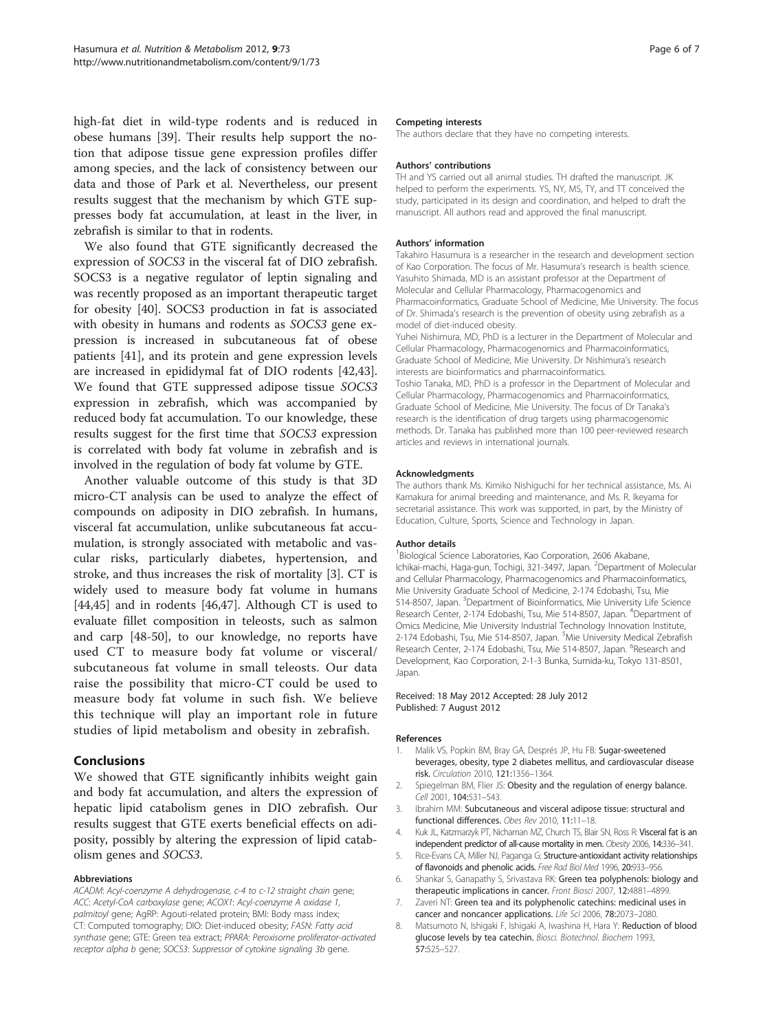high-fat diet in wild-type rodents and is reduced in obese humans [39]. Their results help support the notion that adipose tissue gene expression profiles differ among species, and the lack of consistency between our data and those of Park et al. Nevertheless, our present results suggest that the mechanism by which GTE suppresses body fat accumulation, at least in the liver, in zebrafish is similar to that in rodents.

We also found that GTE significantly decreased the expression of *SOCS3* in the visceral fat of DIO zebrafish. SOCS3 is a negative regulator of leptin signaling and was recently proposed as an important therapeutic target for obesity [40]. SOCS3 production in fat is associated with obesity in humans and rodents as *SOCS3* gene expression is increased in subcutaneous fat of obese patients [41], and its protein and gene expression levels are increased in epididymal fat of DIO rodents [42,43]. We found that GTE suppressed adipose tissue *SOCS3* expression in zebrafish, which was accompanied by reduced body fat accumulation. To our knowledge, these results suggest for the first time that *SOCS3* expression is correlated with body fat volume in zebrafish and is involved in the regulation of body fat volume by GTE.

Another valuable outcome of this study is that 3D micro-CT analysis can be used to analyze the effect of compounds on adiposity in DIO zebrafish. In humans, visceral fat accumulation, unlike subcutaneous fat accumulation, is strongly associated with metabolic and vascular risks, particularly diabetes, hypertension, and stroke, and thus increases the risk of mortality [3]. CT is widely used to measure body fat volume in humans [44,45] and in rodents [46,47]. Although CT is used to evaluate fillet composition in teleosts, such as salmon and carp [48-50], to our knowledge, no reports have used CT to measure body fat volume or visceral/subcutaneous fat volume in small teleosts. Our data raise the possibility that micro-CT could be used to measure body fat volume in such fish. We believe this technique will play an important role in future studies of lipid metabolism and obesity in zebrafish.

## Conclusions

We showed that GTE significantly inhibits weight gain and body fat accumulation, and alters the expression of hepatic lipid catabolism genes in DIO zebrafish. Our results suggest that GTE exerts beneficial effects on adiposity, possibly by altering the expression of lipid catabolism genes and *SOCS3*.

#### Abbreviations

*ACADM*: Acyl-coenzyme A dehydrogenase, c-4 to c-12 straight chain gene; *ACC*: Acetyl-CoA carboxylase gene; *ACOX1*: Acyl-coenzyme A oxidase 1, palmitoyl gene; AgRP: Agouti-related protein; BMI: Body mass index; CT: Computed tomography; DIO: Diet-induced obesity; *FASN*: Fatty acid synthase gene; GTE: Green tea extract; *PPARA*: Peroxisome proliferator-activated receptor alpha b gene; *SOCS3*: Suppressor of cytokine signaling 3b gene.

#### Competing interests

The authors declare that they have no competing interests.

#### Authors' contributions

TH and YS carried out all animal studies. TH drafted the manuscript. JK helped to perform the experiments. YS, NY, MS, TY, and TT conceived the study, participated in its design and coordination, and helped to draft the manuscript. All authors read and approved the final manuscript.

#### Authors' information

Takahiro Hasumura is a researcher in the research and development section of Kao Corporation. The focus of Mr. Hasumura's research is health science. Yasuhito Shimada, MD is an assistant professor at the Department of Molecular and Cellular Pharmacology, Pharmacogenomics and Pharmacoinformatics, Graduate School of Medicine, Mie University. The focus of Dr. Shimada's research is the prevention of obesity using zebrafish as a model of diet-induced obesity.
Yuhei Nishimura, MD, PhD is a lecturer in the Department of Molecular and Cellular Pharmacology, Pharmacogenomics and Pharmacoinformatics, Graduate School of Medicine, Mie University. Dr Nishimura's research interests are bioinformatics and pharmacoinformatics.
Toshio Tanaka, MD, PhD is a professor in the Department of Molecular and Cellular Pharmacology, Pharmacogenomics and Pharmacoinformatics, Graduate School of Medicine, Mie University. The focus of Dr Tanaka's research is the identification of drug targets using pharmacogenomic methods. Dr. Tanaka has published more than 100 peer-reviewed research articles and reviews in international journals.

#### Acknowledgments

The authors thank Ms. Kimiko Nishiguchi for her technical assistance, Ms. Ai Kamakura for animal breeding and maintenance, and Ms. R. Ikeyama for secretarial assistance. This work was supported, in part, by the Ministry of Education, Culture, Sports, Science and Technology in Japan.

#### Author details

[1]Biological Science Laboratories, Kao Corporation, 2606 Akabane, Ichikai-machi, Haga-gun, Tochigi, 321-3497, Japan. [2]Department of Molecular and Cellular Pharmacology, Pharmacogenomics and Pharmacoinformatics, Mie University Graduate School of Medicine, 2-174 Edobashi, Tsu, Mie 514-8507, Japan. [3]Department of Bioinformatics, Mie University Life Science Research Center, 2-174 Edobashi, Tsu, Mie 514-8507, Japan. [4]Department of Omics Medicine, Mie University Industrial Technology Innovation Institute, 2-174 Edobashi, Tsu, Mie 514-8507, Japan. [5]Mie University Medical Zebrafish Research Center, 2-174 Edobashi, Tsu, Mie 514-8507, Japan. [6]Research and Development, Kao Corporation, 2-1-3 Bunka, Sumida-ku, Tokyo 131-8501, Japan.

Received: 18 May 2012 Accepted: 28 July 2012
Published: 7 August 2012

#### References

1. Malik VS, Popkin BM, Bray GA, Després JP, Hu FB: **Sugar-sweetened beverages, obesity, type 2 diabetes mellitus, and cardiovascular disease risk.** *Circulation* 2010, **121**:1356–1364.
2. Spiegelman BM, Flier JS: **Obesity and the regulation of energy balance.** *Cell* 2001, **104**:531–543.
3. Ibrahim MM: **Subcutaneous and visceral adipose tissue: structural and functional differences.** *Obes Rev* 2010, **11**:11–18.
4. Kuk JL, Katzmarzyk PT, Nichaman MZ, Church TS, Blair SN, Ross R: **Visceral fat is an independent predictor of all-cause mortality in men.** *Obesity* 2006, **14**:336–341.
5. Rice-Evans CA, Miller NJ, Paganga G: **Structure-antioxidant activity relationships of flavonoids and phenolic acids.** *Free Rad Biol Med* 1996, **20**:933–956.
6. Shankar S, Ganapathy S, Srivastava RK: **Green tea polyphenols: biology and therapeutic implications in cancer.** *Front Biosci* 2007, **12**:4881–4899.
7. Zaveri NT: **Green tea and its polyphenolic catechins: medicinal uses in cancer and noncancer applications.** *Life Sci* 2006, **78**:2073–2080.
8. Matsumoto N, Ishigaki F, Ishigaki A, Iwashina H, Hara Y: **Reduction of blood glucose levels by tea catechin.** *Biosci. Biotechnol. Biochem* 1993, **57**:525–527.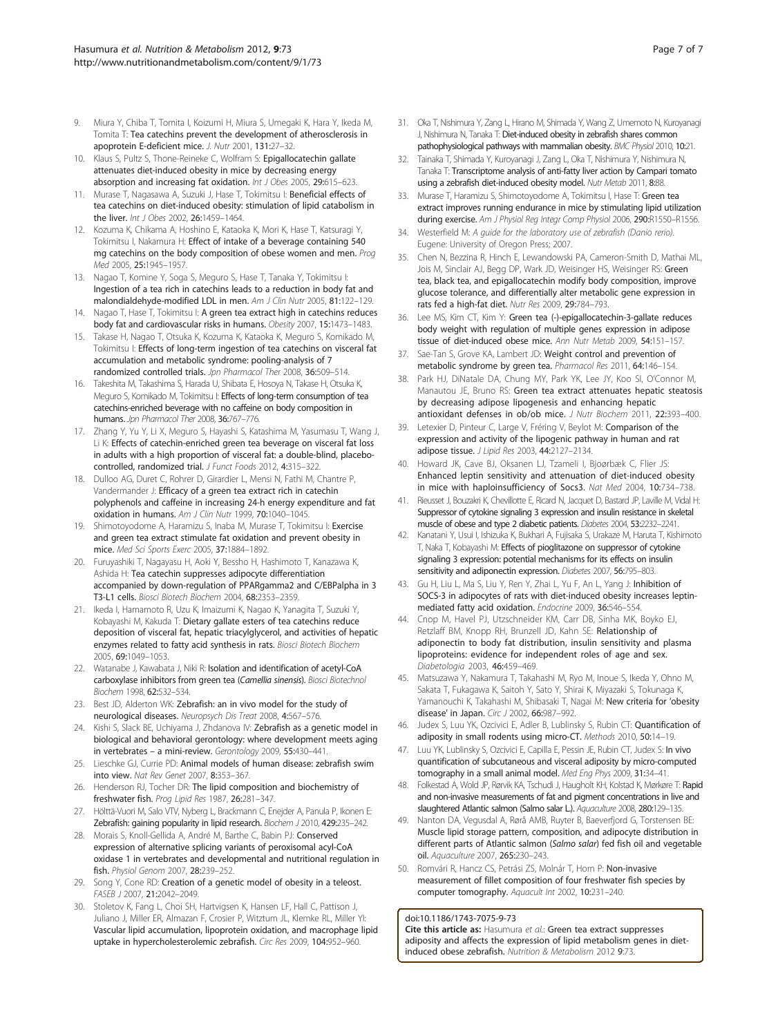9. Miura Y, Chiba T, Tomita I, Koizumi H, Miura S, Umegaki K, Hara Y, Ikeda M, Tomita T: **Tea catechins prevent the development of atherosclerosis in apoprotein E-deficient mice.** *J. Nutr* 2001, **131:**27–32.
10. Klaus S, Pultz S, Thone-Reineke C, Wolfram S: **Epigallocatechin gallate attenuates diet-induced obesity in mice by decreasing energy absorption and increasing fat oxidation.** *Int J Obes* 2005, **29:**615–623.
11. Murase T, Nagasawa A, Suzuki J, Hase T, Tokimitsu I: **Beneficial effects of tea catechins on diet-induced obesity: stimulation of lipid catabolism in the liver.** *Int J Obes* 2002, **26:**1459–1464.
12. Kozuma K, Chikama A, Hoshino E, Kataoka K, Mori K, Hase T, Katsuragi Y, Tokimitsu I, Nakamura H: **Effect of intake of a beverage containing 540 mg catechins on the body composition of obese women and men.** *Prog Med* 2005, **25:**1945–1957.
13. Nagao T, Komine Y, Soga S, Meguro S, Hase T, Tanaka Y, Tokimitsu I: **Ingestion of a tea rich in catechins leads to a reduction in body fat and malondialdehyde-modified LDL in men.** *Am J Clin Nutr* 2005, **81:**122–129.
14. Nagao T, Hase T, Tokimitsu I: **A green tea extract high in catechins reduces body fat and cardiovascular risks in humans.** *Obesity* 2007, **15:**1473–1483.
15. Takase H, Nagao T, Otsuka K, Kozuma K, Kataoka K, Meguro S, Komikado M, Tokimitsu I: **Effects of long-term ingestion of tea catechins on visceral fat accumulation and metabolic syndrome: pooling-analysis of 7 randomized controlled trials.** *Jpn Pharmacol Ther* 2008, **36:**509–514.
16. Takeshita M, Takashima S, Harada U, Shibata E, Hosoya N, Takase H, Otsuka K, Meguro S, Komikado M, Tokimitsu I: **Effects of long-term consumption of tea catechins-enriched beverage with no caffeine on body composition in humans.** *Jpn Pharmacol Ther* 2008, **36:**767–776.
17. Zhang Y, Yu Y, Li X, Meguro S, Hayashi S, Katashima M, Yasumasu T, Wang J, Li K: **Effects of catechin-enriched green tea beverage on visceral fat loss in adults with a high proportion of visceral fat: a double-blind, placebo-controlled, randomized trial.** *J Funct Foods* 2012, **4:**315–322.
18. Dulloo AG, Duret C, Rohrer D, Girardier L, Mensi N, Fathi M, Chantre P, Vandermander J: **Efficacy of a green tea extract rich in catechin polyphenols and caffeine in increasing 24-h energy expenditure and fat oxidation in humans.** *Am J Clin Nutr* 1999, **70:**1040–1045.
19. Shimotoyodome A, Haramizu S, Inaba M, Murase T, Tokimitsu I: **Exercise and green tea extract stimulate fat oxidation and prevent obesity in mice.** *Med Sci Sports Exerc* 2005, **37:**1884–1892.
20. Furuyashiki T, Nagayasu H, Aoki Y, Bessho H, Hashimoto T, Kanazawa K, Ashida H: **Tea catechin suppresses adipocyte differentiation accompanied by down-regulation of PPARgamma2 and C/EBPalpha in 3 T3-L1 cells.** *Biosci Biotech Biochem* 2004, **68:**2353–2359.
21. Ikeda I, Hamamoto R, Uzu K, Imaizumi K, Nagao K, Yanagita T, Suzuki Y, Kobayashi M, Kakuda T: **Dietary gallate esters of tea catechins reduce deposition of visceral fat, hepatic triacylglycerol, and activities of hepatic enzymes related to fatty acid synthesis in rats.** *Biosci Biotech Biochem* 2005, **69:**1049–1053.
22. Watanabe J, Kawabata J, Niki R: **Isolation and identification of acetyl-CoA carboxylase inhibitors from green tea (*Camellia sinensis*).** *Biosci Biotechnol Biochem* 1998, **62:**532–534.
23. Best JD, Alderton WK: **Zebrafish: an in vivo model for the study of neurological diseases.** *Neuropsych Dis Treat* 2008, **4:**567–576.
24. Kishi S, Slack BE, Uchiyama J, Zhdanova IV: **Zebrafish as a genetic model in biological and behavioral gerontology: where development meets aging in vertebrates – a mini-review.** *Gerontology* 2009, **55:**430–441.
25. Lieschke GJ, Currie PD: **Animal models of human disease: zebrafish swim into view.** *Nat Rev Genet* 2007, **8:**353–367.
26. Henderson RJ, Tocher DR: **The lipid composition and biochemistry of freshwater fish.** *Prog Lipid Res* 1987, **26:**281–347.
27. Hölttä-Vuori M, Salo VTV, Nyberg L, Brackmann C, Enejder A, Panula P, Ikonen E: **Zebrafish: gaining popularity in lipid research.** *Biochem J* 2010, **429:**235–242.
28. Morais S, Knoll-Gellida A, André M, Barthe C, Babin PJ: **Conserved expression of alternative splicing variants of peroxisomal acyl-CoA oxidase 1 in vertebrates and developmental and nutritional regulation in fish.** *Physiol Genom* 2007, **28:**239–252.
29. Song Y, Cone RD: **Creation of a genetic model of obesity in a teleost.** *FASEB J* 2007, **21:**2042–2049.
30. Stoletov K, Fang L, Choi SH, Hartvigsen K, Hansen LF, Hall C, Pattison J, Juliano J, Miller ER, Almazan F, Crosier P, Witztum JL, Klemke RL, Miller YI: **Vascular lipid accumulation, lipoprotein oxidation, and macrophage lipid uptake in hypercholesterolemic zebrafish.** *Circ Res* 2009, **104:**952–960.
31. Oka T, Nishimura Y, Zang L, Hirano M, Shimada Y, Wang Z, Umemoto N, Kuroyanagi J, Nishimura N, Tanaka T: **Diet-induced obesity in zebrafish shares common pathophysiological pathways with mammalian obesity.** *BMC Physiol* 2010, **10:**21.
32. Tainaka T, Shimada Y, Kuroyanagi J, Zang L, Oka T, Nishimura Y, Nishimura N, Tanaka T: **Transcriptome analysis of anti-fatty liver action by Campari tomato using a zebrafish diet-induced obesity model.** *Nutr Metab* 2011, **8:**88.
33. Murase T, Haramizu S, Shimotoyodome A, Tokimitsu I, Hase T: **Green tea extract improves running endurance in mice by stimulating lipid utilization during exercise.** *Am J Physiol Reg Integr Comp Physiol* 2006, **290:**R1550–R1556.
34. Westerfield M: *A guide for the laboratory use of zebrafish (Danio rerio).* Eugene: University of Oregon Press; 2007.
35. Chen N, Bezzina R, Hinch E, Lewandowski PA, Cameron-Smith D, Mathai ML, Jois M, Sinclair AJ, Begg DP, Wark JD, Weisinger HS, Weisinger RS: **Green tea, black tea, and epigallocatechin modify body composition, improve glucose tolerance, and differentially alter metabolic gene expression in rats fed a high-fat diet.** *Nutr Res* 2009, **29:**784–793.
36. Lee MS, Kim CT, Kim Y: **Green tea (-)-epigallocatechin-3-gallate reduces body weight with regulation of multiple genes expression in adipose tissue of diet-induced obese mice.** *Ann Nutr Metab* 2009, **54:**151–157.
37. Sae-Tan S, Grove KA, Lambert JD: **Weight control and prevention of metabolic syndrome by green tea.** *Pharmacol Res* 2011, **64:**146–154.
38. Park HJ, DiNatale DA, Chung MY, Park YK, Lee JY, Koo SI, O'Connor M, Manautou JE, Bruno RS: **Green tea extract attenuates hepatic steatosis by decreasing adipose lipogenesis and enhancing hepatic antioxidant defenses in ob/ob mice.** *J Nutr Biochem* 2011, **22:**393–400.
39. Letexier D, Pinteur C, Large V, Fréring V, Beylot M: **Comparison of the expression and activity of the lipogenic pathway in human and rat adipose tissue.** *J Lipid Res* 2003, **44:**2127–2134.
40. Howard JK, Cave BJ, Oksanen LJ, Tzameli I, Bjoørbæk C, Flier JS: **Enhanced leptin sensitivity and attenuation of diet-induced obesity in mice with haploinsufficiency of Socs3.** *Nat Med* 2004, **10:**734–738.
41. Rieusset J, Bouzakri K, Chevillotte E, Ricard N, Jacquet D, Bastard JP, Laville M, Vidal H: **Suppressor of cytokine signaling 3 expression and insulin resistance in skeletal muscle of obese and type 2 diabetic patients.** *Diabetes* 2004, **53:**2232–2241.
42. Kanatani Y, Usui I, Ishizuka K, Bukhari A, Fujisaka S, Urakaze M, Haruta T, Kishimoto T, Naka T, Kobayashi M: **Effects of pioglitazone on suppressor of cytokine signaling 3 expression: potential mechanisms for its effects on insulin sensitivity and adiponectin expression.** *Diabetes* 2007, **56:**795–803.
43. Gu H, Liu L, Ma S, Liu Y, Ren Y, Zhai L, Yu F, An L, Yang J: **Inhibition of SOCS-3 in adipocytes of rats with diet-induced obesity increases leptin-mediated fatty acid oxidation.** *Endocrine* 2009, **36:**546–554.
44. Cnop M, Havel PJ, Utzschneider KM, Carr DB, Sinha MK, Boyko EJ, Retzlaff BM, Knopp RH, Brunzell JD, Kahn SE: **Relationship of adiponectin to body fat distribution, insulin sensitivity and plasma lipoproteins: evidence for independent roles of age and sex.** *Diabetologia* 2003, **46:**459–469.
45. Matsuzawa Y, Nakamura T, Takahashi M, Ryo M, Inoue S, Ikeda Y, Ohno M, Sakata T, Fukagawa K, Saitoh Y, Sato Y, Shirai K, Miyazaki S, Tokunaga K, Yamanouchi K, Takahashi M, Shibasaki T, Nagai M: **New criteria for 'obesity disease' in Japan.** *Circ J* 2002, **66:**987–992.
46. Judex S, Luu YK, Ozcivici E, Adler B, Lublinsky S, Rubin CT: **Quantification of adiposity in small rodents using micro-CT.** *Methods* 2010, **50:**14–19.
47. Luu YK, Lublinsky S, Ozcivici E, Capilla E, Pessin JE, Rubin CT, Judex S: **In vivo quantification of subcutaneous and visceral adiposity by micro-computed tomography in a small animal model.** *Med Eng Phys* 2009, **31:**34–41.
48. Folkestad A, Wold JP, Rørvik KA, Tschudi J, Haugholt KH, Kolstad K, Mørkøre T: **Rapid and non-invasive measurements of fat and pigment concentrations in live and slaughtered Atlantic salmon (Salmo salar L.).** *Aquaculture* 2008, **280:**129–135.
49. Nanton DA, Vegusdal A, Rørå AMB, Ruyter B, Baeverfjord G, Torstensen BE: **Muscle lipid storage pattern, composition, and adipocyte distribution in different parts of Atlantic salmon (*Salmo salar*) fed fish oil and vegetable oil.** *Aquaculture* 2007, **265:**230–243.
50. Romvári R, Hancz CS, Petrási ZS, Molnár T, Horn P: **Non-invasive measurement of fillet composition of four freshwater fish species by computer tomography.** *Aquacult Int* 2002, **10:**231–240.

doi:10.1186/1743-7075-9-73

**Cite this article as:** Hasumura *et al.*: Green tea extract suppresses adiposity and affects the expression of lipid metabolism genes in diet-induced obese zebrafish. *Nutrition & Metabolism* 2012 **9**:73.